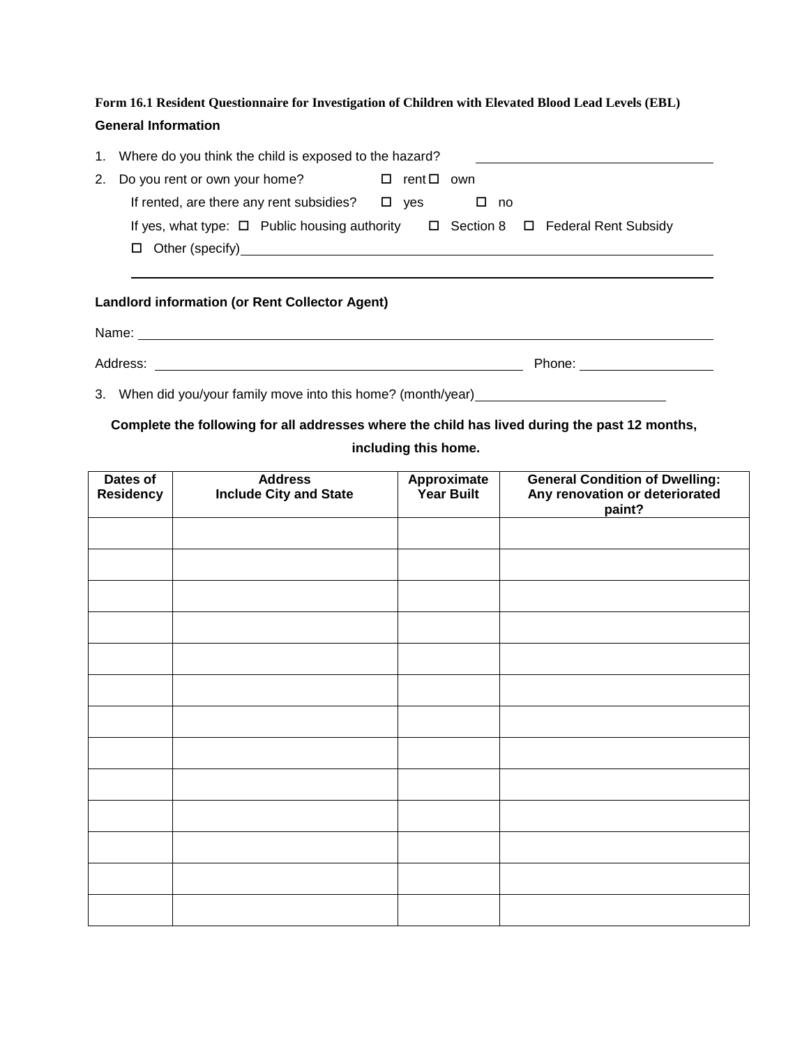**Form 16.1 Resident Questionnaire for Investigation of Children with Elevated Blood Lead Levels (EBL)**

**General Information**

1. Where do you think the child is exposed to the hazard? \_\_\_\_\_\_\_\_\_\_\_\_\_\_\_\_\_\_\_\_\_\_\_\_\_\_\_\_\_\_

2. Do you rent or own your home? ☐ rent ☐ own

   If rented, are there any rent subsidies? ☐ yes ☐ no

   If yes, what type: ☐ Public housing authority ☐ Section 8 ☐ Federal Rent Subsidy

   ☐ Other (specify)\_\_\_\_\_\_\_\_\_\_\_\_\_\_\_\_\_\_\_\_\_\_\_\_\_\_\_\_\_\_\_\_\_\_\_\_\_\_\_\_\_\_\_\_\_\_\_\_\_\_\_\_\_\_\_\_\_\_\_\_

   \_\_\_\_\_\_\_\_\_\_\_\_\_\_\_\_\_\_\_\_\_\_\_\_\_\_\_\_\_\_\_\_\_\_\_\_\_\_\_\_\_\_\_\_\_\_\_\_\_\_\_\_\_\_\_\_\_\_\_\_\_\_\_\_\_\_\_\_\_\_\_\_\_\_\_\_

**Landlord information (or Rent Collector Agent)**

Name: \_\_\_\_\_\_\_\_\_\_\_\_\_\_\_\_\_\_\_\_\_\_\_\_\_\_\_\_\_\_\_\_\_\_\_\_\_\_\_\_\_\_\_\_\_\_\_\_\_\_\_\_\_\_\_\_\_\_\_\_\_\_\_\_\_\_\_\_\_\_\_\_\_\_

Address: \_\_\_\_\_\_\_\_\_\_\_\_\_\_\_\_\_\_\_\_\_\_\_\_\_\_\_\_\_\_\_\_\_\_\_\_\_\_\_\_\_\_\_\_\_\_\_\_ Phone: \_\_\_\_\_\_\_\_\_\_\_\_\_\_\_\_\_\_

3. When did you/your family move into this home? (month/year)\_\_\_\_\_\_\_\_\_\_\_\_\_\_\_\_\_\_\_\_\_\_\_\_\_

**Complete the following for all addresses where the child has lived during the past 12 months, including this home.**

| Dates of Residency | Address Include City and State | Approximate Year Built | General Condition of Dwelling: Any renovation or deteriorated paint? |
|---|---|---|---|
| | | | |
| | | | |
| | | | |
| | | | |
| | | | |
| | | | |
| | | | |
| | | | |
| | | | |
| | | | |
| | | | |
| | | | |
| | | | |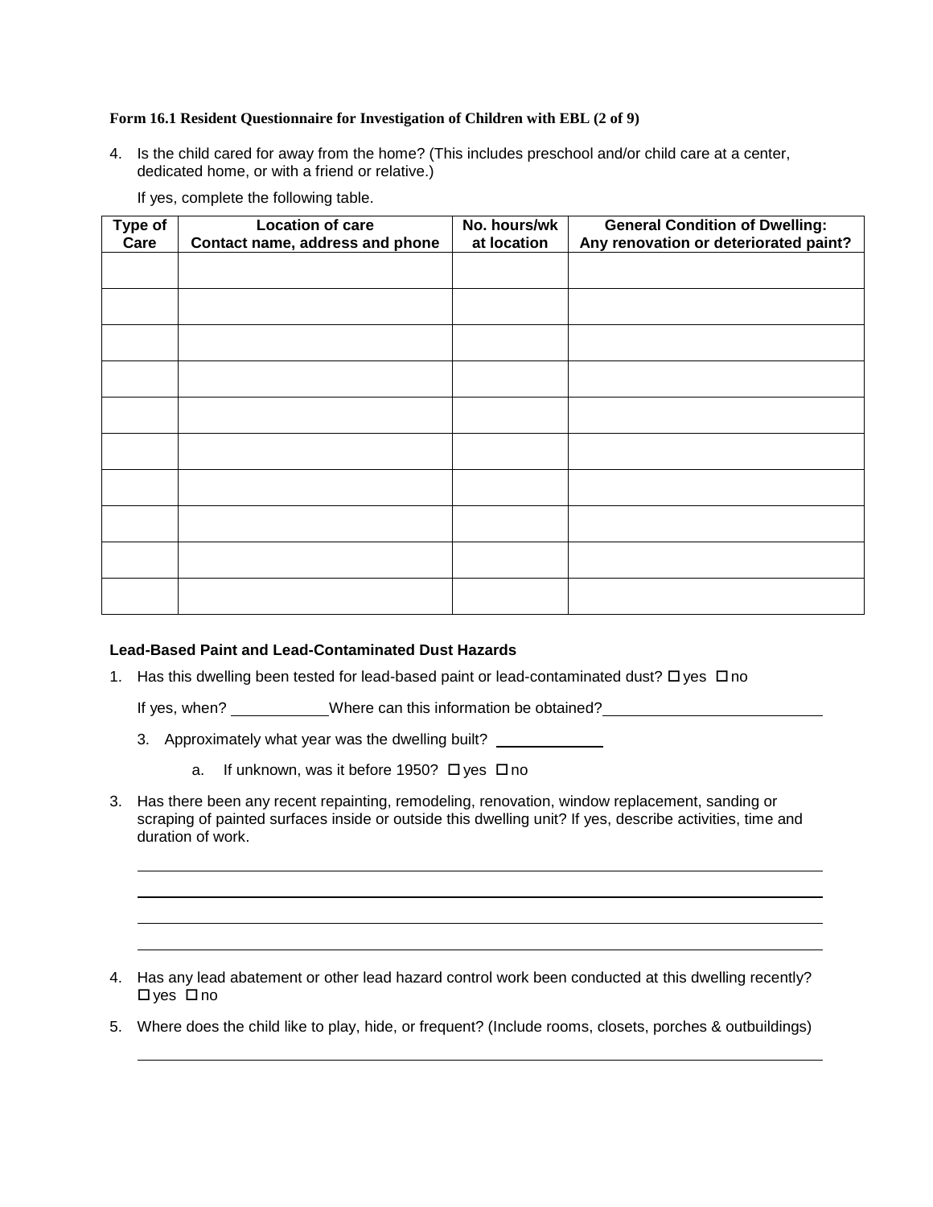**Form 16.1 Resident Questionnaire for Investigation of Children with EBL (2 of 9)**

4. Is the child cared for away from the home? (This includes preschool and/or child care at a center, dedicated home, or with a friend or relative.)

   If yes, complete the following table.

| Type of Care | Location of care Contact name, address and phone | No. hours/wk at location | General Condition of Dwelling: Any renovation or deteriorated paint? |
|---|---|---|---|
| | | | |
| | | | |
| | | | |
| | | | |
| | | | |
| | | | |
| | | | |
| | | | |
| | | | |
| | | | |

**Lead-Based Paint and Lead-Contaminated Dust Hazards**

1. Has this dwelling been tested for lead-based paint or lead-contaminated dust? ☐ yes ☐ no

   If yes, when? ___________ Where can this information be obtained? _________________________

   3. Approximately what year was the dwelling built? ____________

      a. If unknown, was it before 1950? ☐ yes ☐ no

3. Has there been any recent repainting, remodeling, renovation, window replacement, sanding or scraping of painted surfaces inside or outside this dwelling unit? If yes, describe activities, time and duration of work.

   _______________________________________________________________________________

   _______________________________________________________________________________

   _______________________________________________________________________________

   _______________________________________________________________________________

4. Has any lead abatement or other lead hazard control work been conducted at this dwelling recently? ☐ yes ☐ no

5. Where does the child like to play, hide, or frequent? (Include rooms, closets, porches & outbuildings)

   _______________________________________________________________________________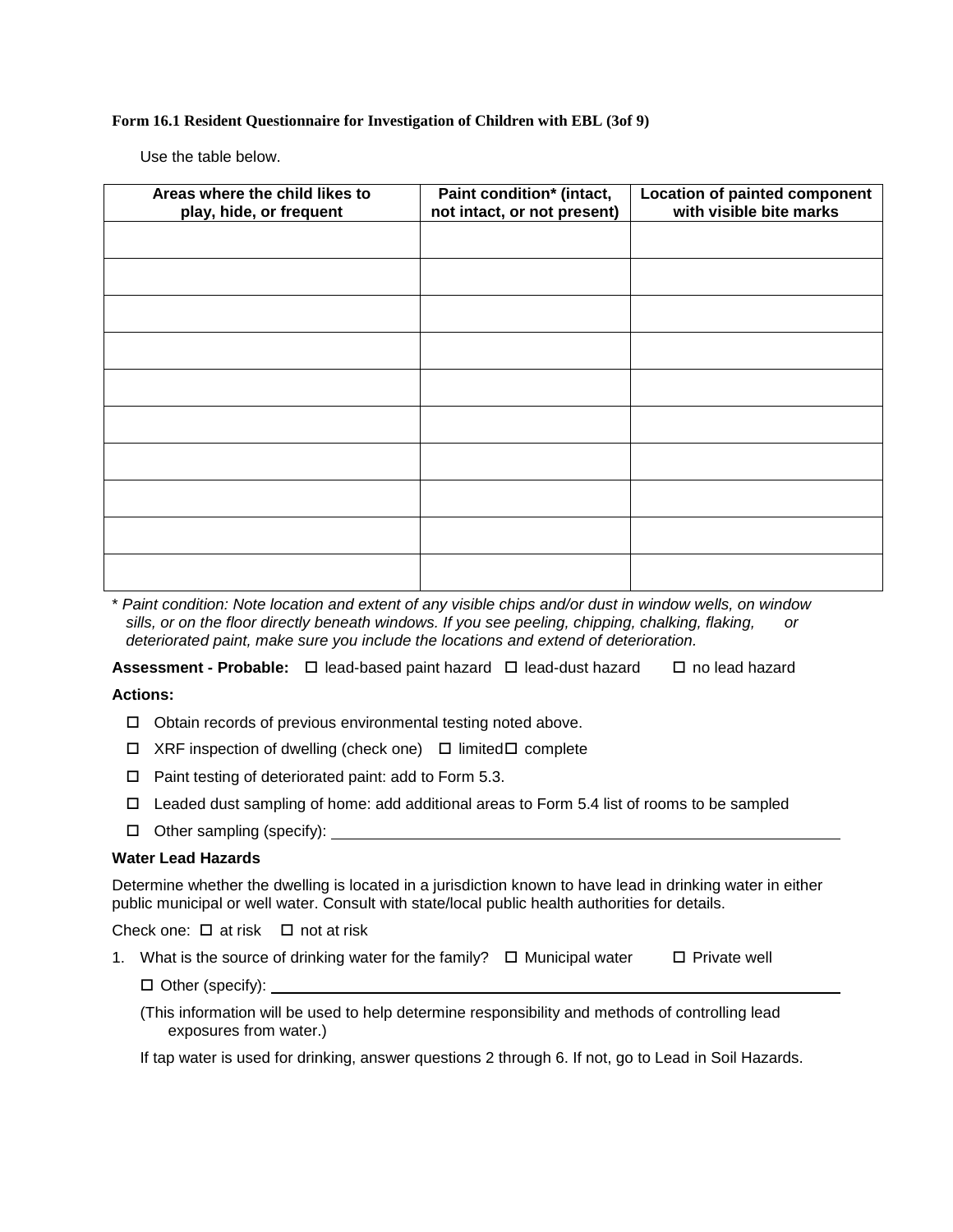**Form 16.1 Resident Questionnaire for Investigation of Children with EBL (3of 9)**

Use the table below.

| Areas where the child likes to play, hide, or frequent | Paint condition* (intact, not intact, or not present) | Location of painted component with visible bite marks |
|---|---|---|
| | | |
| | | |
| | | |
| | | |
| | | |
| | | |
| | | |
| | | |
| | | |
| | | |

* *Paint condition: Note location and extent of any visible chips and/or dust in window wells, on window sills, or on the floor directly beneath windows. If you see peeling, chipping, chalking, flaking, or deteriorated paint, make sure you include the locations and extend of deterioration.*

**Assessment - Probable:** ☐ lead-based paint hazard ☐ lead-dust hazard ☐ no lead hazard

**Actions:**

- ☐ Obtain records of previous environmental testing noted above.
- ☐ XRF inspection of dwelling (check one) ☐ limited ☐ complete
- ☐ Paint testing of deteriorated paint: add to Form 5.3.
- ☐ Leaded dust sampling of home: add additional areas to Form 5.4 list of rooms to be sampled
- ☐ Other sampling (specify): ______________________________

**Water Lead Hazards**

Determine whether the dwelling is located in a jurisdiction known to have lead in drinking water in either public municipal or well water. Consult with state/local public health authorities for details.

Check one: ☐ at risk ☐ not at risk

1. What is the source of drinking water for the family? ☐ Municipal water ☐ Private well

   ☐ Other (specify): ______________________________

   (This information will be used to help determine responsibility and methods of controlling lead exposures from water.)

   If tap water is used for drinking, answer questions 2 through 6. If not, go to Lead in Soil Hazards.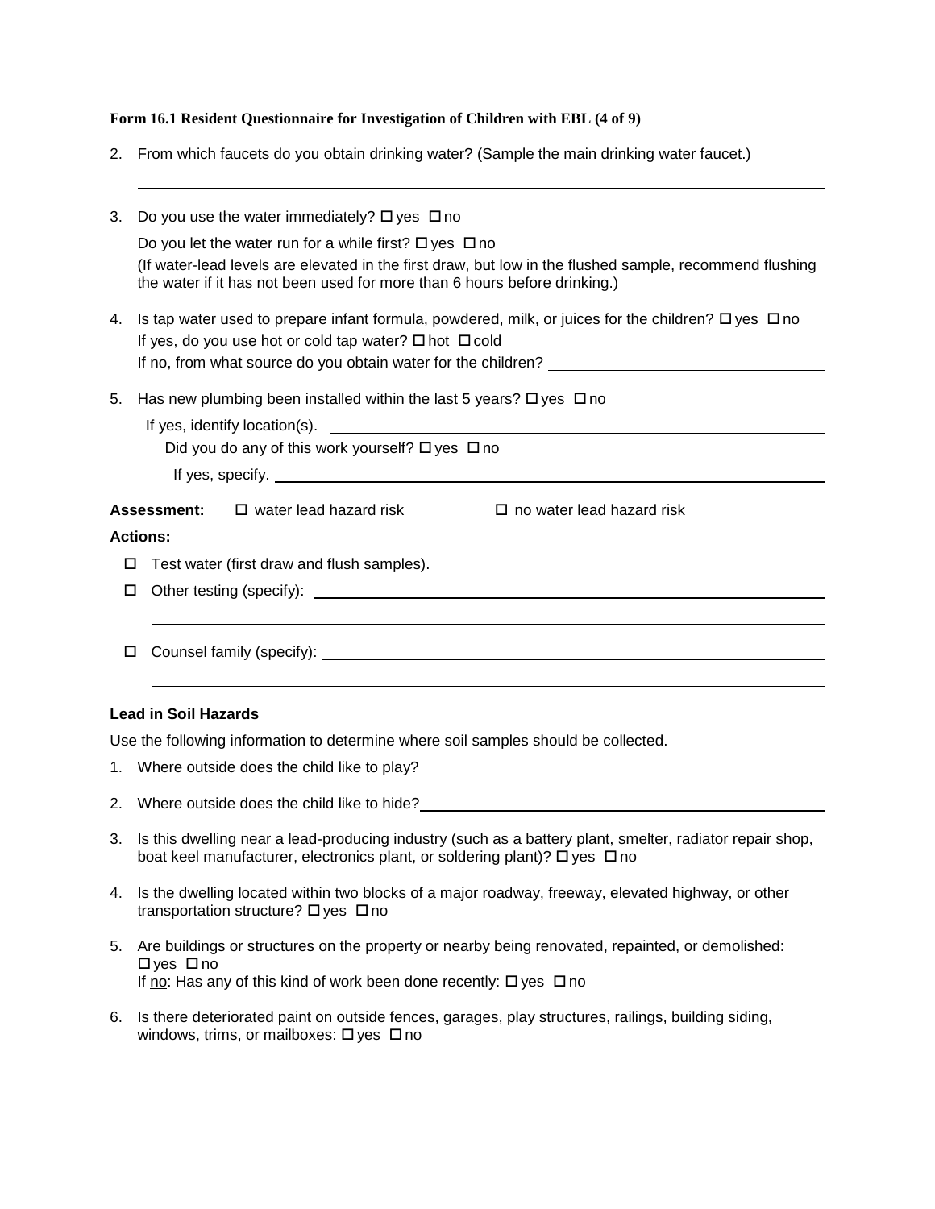**Form 16.1 Resident Questionnaire for Investigation of Children with EBL (4 of 9)**

2. From which faucets do you obtain drinking water? (Sample the main drinking water faucet.)

   ______________________________________________________________________

3. Do you use the water immediately? ☐ yes ☐ no

   Do you let the water run for a while first? ☐ yes ☐ no

   (If water-lead levels are elevated in the first draw, but low in the flushed sample, recommend flushing the water if it has not been used for more than 6 hours before drinking.)

4. Is tap water used to prepare infant formula, powdered, milk, or juices for the children? ☐ yes ☐ no

   If yes, do you use hot or cold tap water? ☐ hot ☐ cold

   If no, from what source do you obtain water for the children? ____________________

5. Has new plumbing been installed within the last 5 years? ☐ yes ☐ no

   If yes, identify location(s). ____________________

   Did you do any of this work yourself? ☐ yes ☐ no

   If yes, specify. ____________________

**Assessment:** ☐ water lead hazard risk ☐ no water lead hazard risk

**Actions:**

☐ Test water (first draw and flush samples).

☐ Other testing (specify): ____________________

☐ Counsel family (specify): ____________________

**Lead in Soil Hazards**

Use the following information to determine where soil samples should be collected.

1. Where outside does the child like to play? ____________________

2. Where outside does the child like to hide? ____________________

3. Is this dwelling near a lead-producing industry (such as a battery plant, smelter, radiator repair shop, boat keel manufacturer, electronics plant, or soldering plant)? ☐ yes ☐ no

4. Is the dwelling located within two blocks of a major roadway, freeway, elevated highway, or other transportation structure? ☐ yes ☐ no

5. Are buildings or structures on the property or nearby being renovated, repainted, or demolished: ☐ yes ☐ no

   If no: Has any of this kind of work been done recently: ☐ yes ☐ no

6. Is there deteriorated paint on outside fences, garages, play structures, railings, building siding, windows, trims, or mailboxes: ☐ yes ☐ no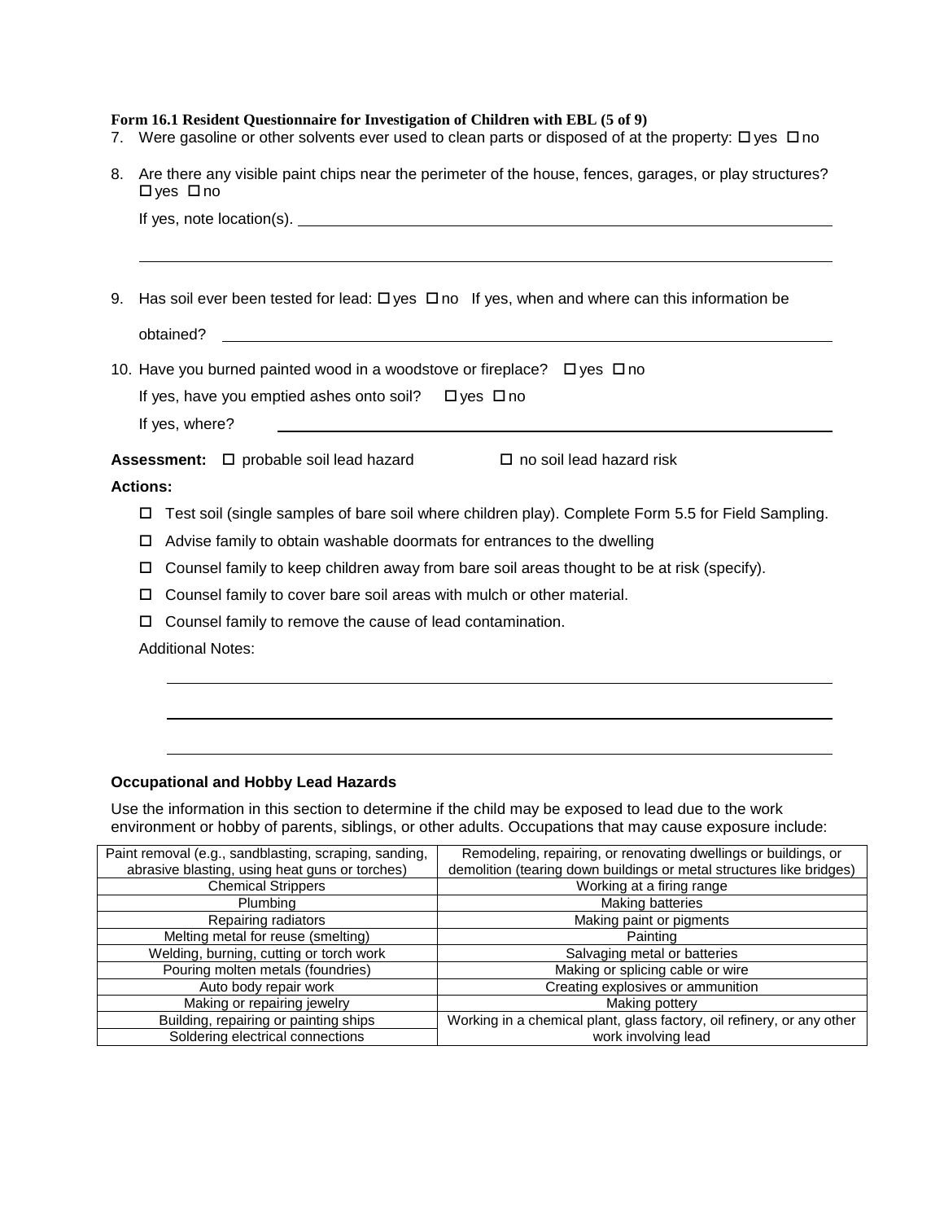**Form 16.1 Resident Questionnaire for Investigation of Children with EBL (5 of 9)**

7. Were gasoline or other solvents ever used to clean parts or disposed of at the property: ☐ yes ☐ no

8. Are there any visible paint chips near the perimeter of the house, fences, garages, or play structures? ☐ yes ☐ no

   If yes, note location(s). ______________________________________________

   ______________________________________________

9. Has soil ever been tested for lead: ☐ yes ☐ no If yes, when and where can this information be obtained? ______________________________________________

10. Have you burned painted wood in a woodstove or fireplace? ☐ yes ☐ no

    If yes, have you emptied ashes onto soil? ☐ yes ☐ no

    If yes, where? ______________________________________________

**Assessment:** ☐ probable soil lead hazard ☐ no soil lead hazard risk

**Actions:**

- ☐ Test soil (single samples of bare soil where children play). Complete Form 5.5 for Field Sampling.
- ☐ Advise family to obtain washable doormats for entrances to the dwelling
- ☐ Counsel family to keep children away from bare soil areas thought to be at risk (specify).
- ☐ Counsel family to cover bare soil areas with mulch or other material.
- ☐ Counsel family to remove the cause of lead contamination.

Additional Notes:

______________________________________________

______________________________________________

______________________________________________

**Occupational and Hobby Lead Hazards**

Use the information in this section to determine if the child may be exposed to lead due to the work environment or hobby of parents, siblings, or other adults. Occupations that may cause exposure include:

| | |
|---|---|
| Paint removal (e.g., sandblasting, scraping, sanding, abrasive blasting, using heat guns or torches) | Remodeling, repairing, or renovating dwellings or buildings, or demolition (tearing down buildings or metal structures like bridges) |
| Chemical Strippers | Working at a firing range |
| Plumbing | Making batteries |
| Repairing radiators | Making paint or pigments |
| Melting metal for reuse (smelting) | Painting |
| Welding, burning, cutting or torch work | Salvaging metal or batteries |
| Pouring molten metals (foundries) | Making or splicing cable or wire |
| Auto body repair work | Creating explosives or ammunition |
| Making or repairing jewelry | Making pottery |
| Building, repairing or painting ships | Working in a chemical plant, glass factory, oil refinery, or any other work involving lead |
| Soldering electrical connections | |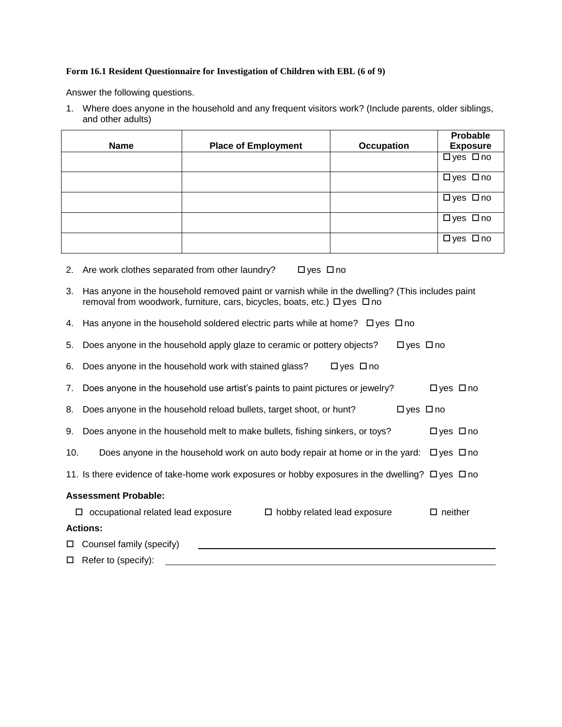**Form 16.1 Resident Questionnaire for Investigation of Children with EBL (6 of 9)**

Answer the following questions.

1. Where does anyone in the household and any frequent visitors work? (Include parents, older siblings, and other adults)

| Name | Place of Employment | Occupation | Probable Exposure |
|---|---|---|---|
| | | | ☐ yes ☐ no |
| | | | ☐ yes ☐ no |
| | | | ☐ yes ☐ no |
| | | | ☐ yes ☐ no |
| | | | ☐ yes ☐ no |

2. Are work clothes separated from other laundry? ☐ yes ☐ no
3. Has anyone in the household removed paint or varnish while in the dwelling? (This includes paint removal from woodwork, furniture, cars, bicycles, boats, etc.) ☐ yes ☐ no
4. Has anyone in the household soldered electric parts while at home? ☐ yes ☐ no
5. Does anyone in the household apply glaze to ceramic or pottery objects? ☐ yes ☐ no
6. Does anyone in the household work with stained glass? ☐ yes ☐ no
7. Does anyone in the household use artist's paints to paint pictures or jewelry? ☐ yes ☐ no
8. Does anyone in the household reload bullets, target shoot, or hunt? ☐ yes ☐ no
9. Does anyone in the household melt to make bullets, fishing sinkers, or toys? ☐ yes ☐ no
10. Does anyone in the household work on auto body repair at home or in the yard: ☐ yes ☐ no
11. Is there evidence of take-home work exposures or hobby exposures in the dwelling? ☐ yes ☐ no

**Assessment Probable:**

☐ occupational related lead exposure ☐ hobby related lead exposure ☐ neither

**Actions:**

☐ Counsel family (specify) ____________________________________________

☐ Refer to (specify): ____________________________________________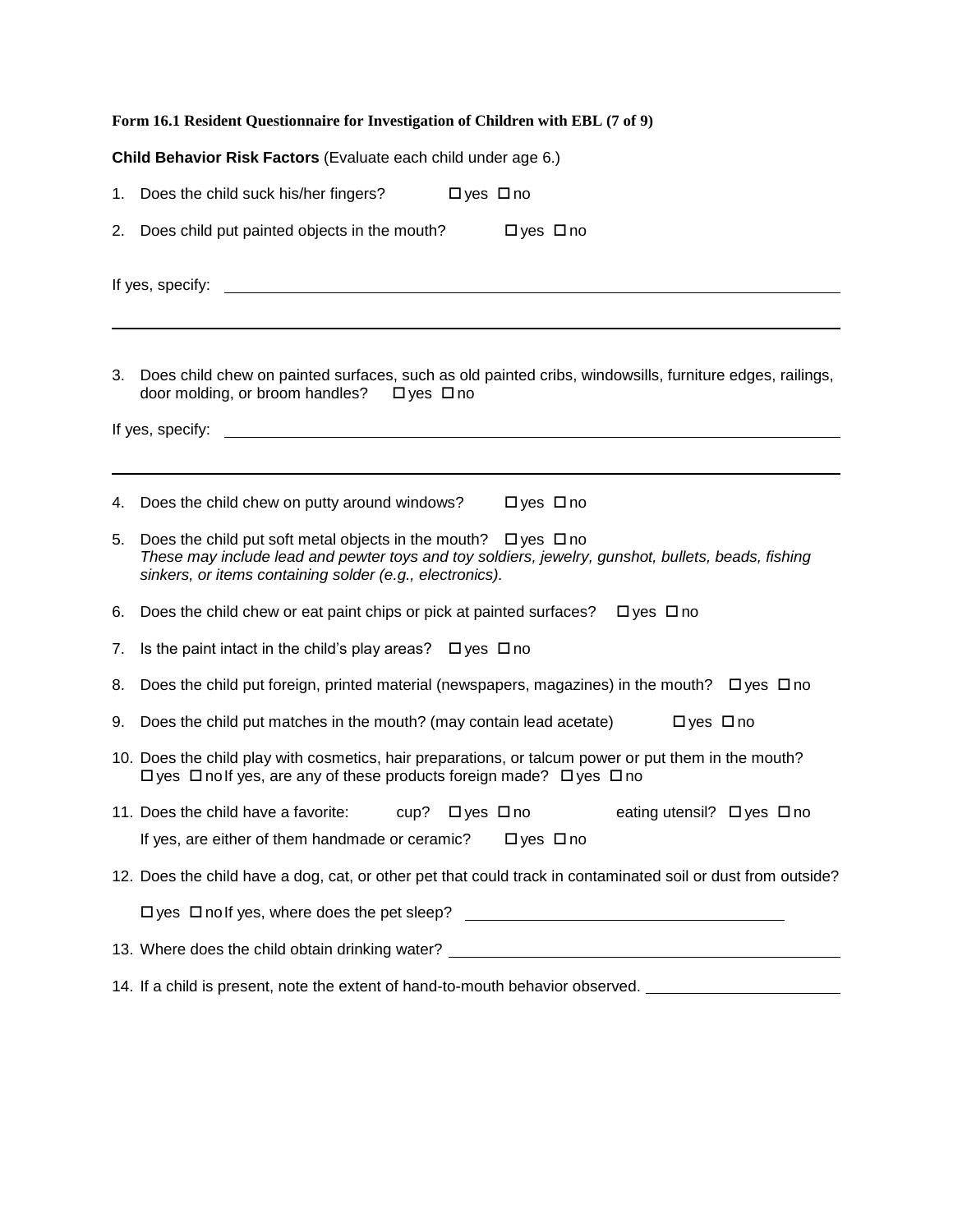**Form 16.1 Resident Questionnaire for Investigation of Children with EBL (7 of 9)**

**Child Behavior Risk Factors** (Evaluate each child under age 6.)

1. Does the child suck his/her fingers? ☐ yes ☐ no

2. Does child put painted objects in the mouth? ☐ yes ☐ no

If yes, specify: ______________________________________________

______________________________________________

3. Does child chew on painted surfaces, such as old painted cribs, windowsills, furniture edges, railings, door molding, or broom handles? ☐ yes ☐ no

If yes, specify: ______________________________________________

______________________________________________

4. Does the child chew on putty around windows? ☐ yes ☐ no

5. Does the child put soft metal objects in the mouth? ☐ yes ☐ no
   *These may include lead and pewter toys and toy soldiers, jewelry, gunshot, bullets, beads, fishing sinkers, or items containing solder (e.g., electronics).*

6. Does the child chew or eat paint chips or pick at painted surfaces? ☐ yes ☐ no

7. Is the paint intact in the child's play areas? ☐ yes ☐ no

8. Does the child put foreign, printed material (newspapers, magazines) in the mouth? ☐ yes ☐ no

9. Does the child put matches in the mouth? (may contain lead acetate) ☐ yes ☐ no

10. Does the child play with cosmetics, hair preparations, or talcum power or put them in the mouth? ☐ yes ☐ no If yes, are any of these products foreign made? ☐ yes ☐ no

11. Does the child have a favorite: cup? ☐ yes ☐ no eating utensil? ☐ yes ☐ no
    If yes, are either of them handmade or ceramic? ☐ yes ☐ no

12. Does the child have a dog, cat, or other pet that could track in contaminated soil or dust from outside?
    ☐ yes ☐ no If yes, where does the pet sleep? ______________________

13. Where does the child obtain drinking water? ______________________

14. If a child is present, note the extent of hand-to-mouth behavior observed. ______________________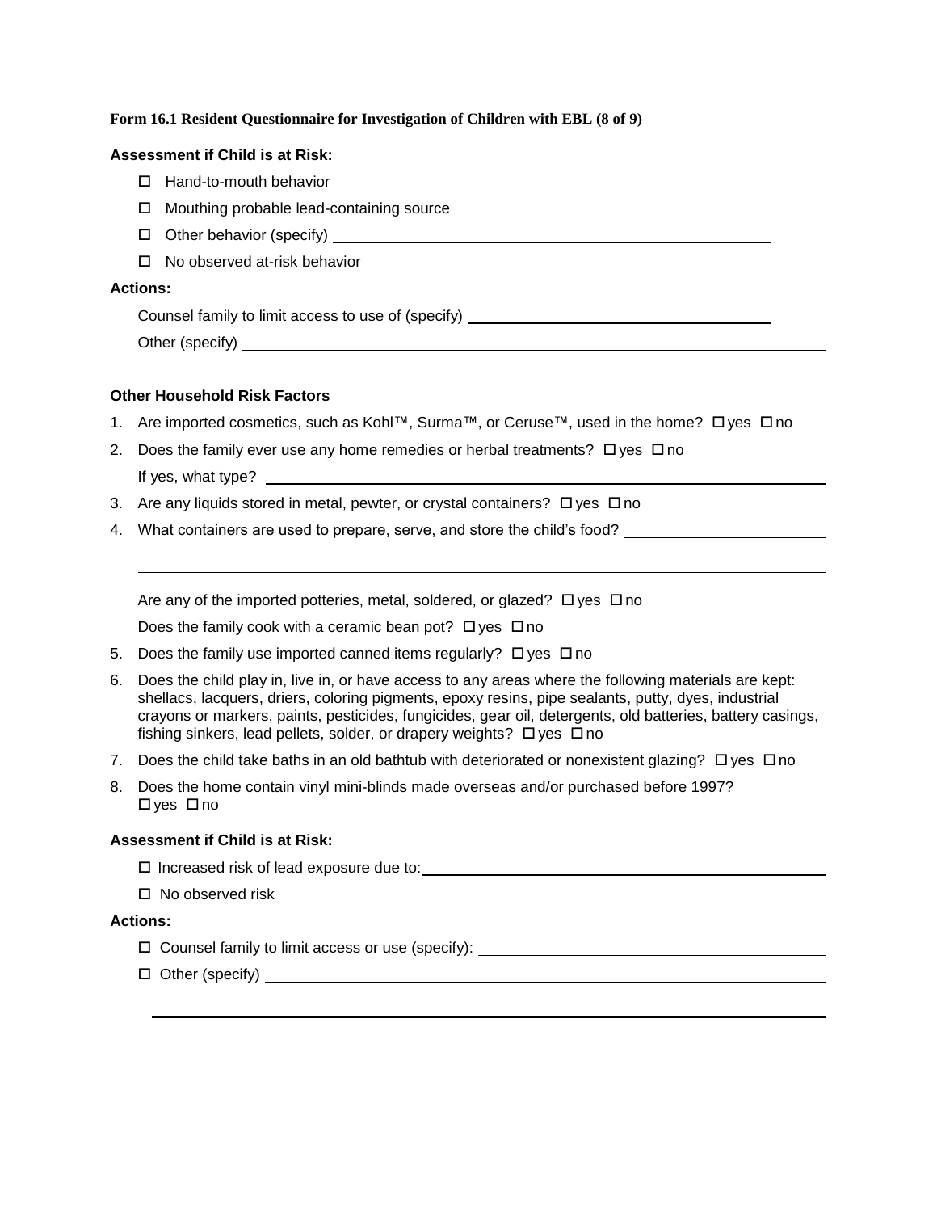**Form 16.1 Resident Questionnaire for Investigation of Children with EBL (8 of 9)**

**Assessment if Child is at Risk:**

- ☐ Hand-to-mouth behavior
- ☐ Mouthing probable lead-containing source
- ☐ Other behavior (specify) ______________________________
- ☐ No observed at-risk behavior

**Actions:**

Counsel family to limit access to use of (specify) ______________________________

Other (specify) ______________________________

**Other Household Risk Factors**

1. Are imported cosmetics, such as Kohl™, Surma™, or Ceruse™, used in the home? ☐ yes ☐ no
2. Does the family ever use any home remedies or herbal treatments? ☐ yes ☐ no
   If yes, what type? ______________________________
3. Are any liquids stored in metal, pewter, or crystal containers? ☐ yes ☐ no
4. What containers are used to prepare, serve, and store the child's food? ______________________________

   ______________________________

   Are any of the imported potteries, metal, soldered, or glazed? ☐ yes ☐ no

   Does the family cook with a ceramic bean pot? ☐ yes ☐ no
5. Does the family use imported canned items regularly? ☐ yes ☐ no
6. Does the child play in, live in, or have access to any areas where the following materials are kept: shellacs, lacquers, driers, coloring pigments, epoxy resins, pipe sealants, putty, dyes, industrial crayons or markers, paints, pesticides, fungicides, gear oil, detergents, old batteries, battery casings, fishing sinkers, lead pellets, solder, or drapery weights? ☐ yes ☐ no
7. Does the child take baths in an old bathtub with deteriorated or nonexistent glazing? ☐ yes ☐ no
8. Does the home contain vinyl mini-blinds made overseas and/or purchased before 1997?
   ☐ yes ☐ no

**Assessment if Child is at Risk:**

- ☐ Increased risk of lead exposure due to: ______________________________
- ☐ No observed risk

**Actions:**

- ☐ Counsel family to limit access or use (specify): ______________________________
- ☐ Other (specify) ______________________________

______________________________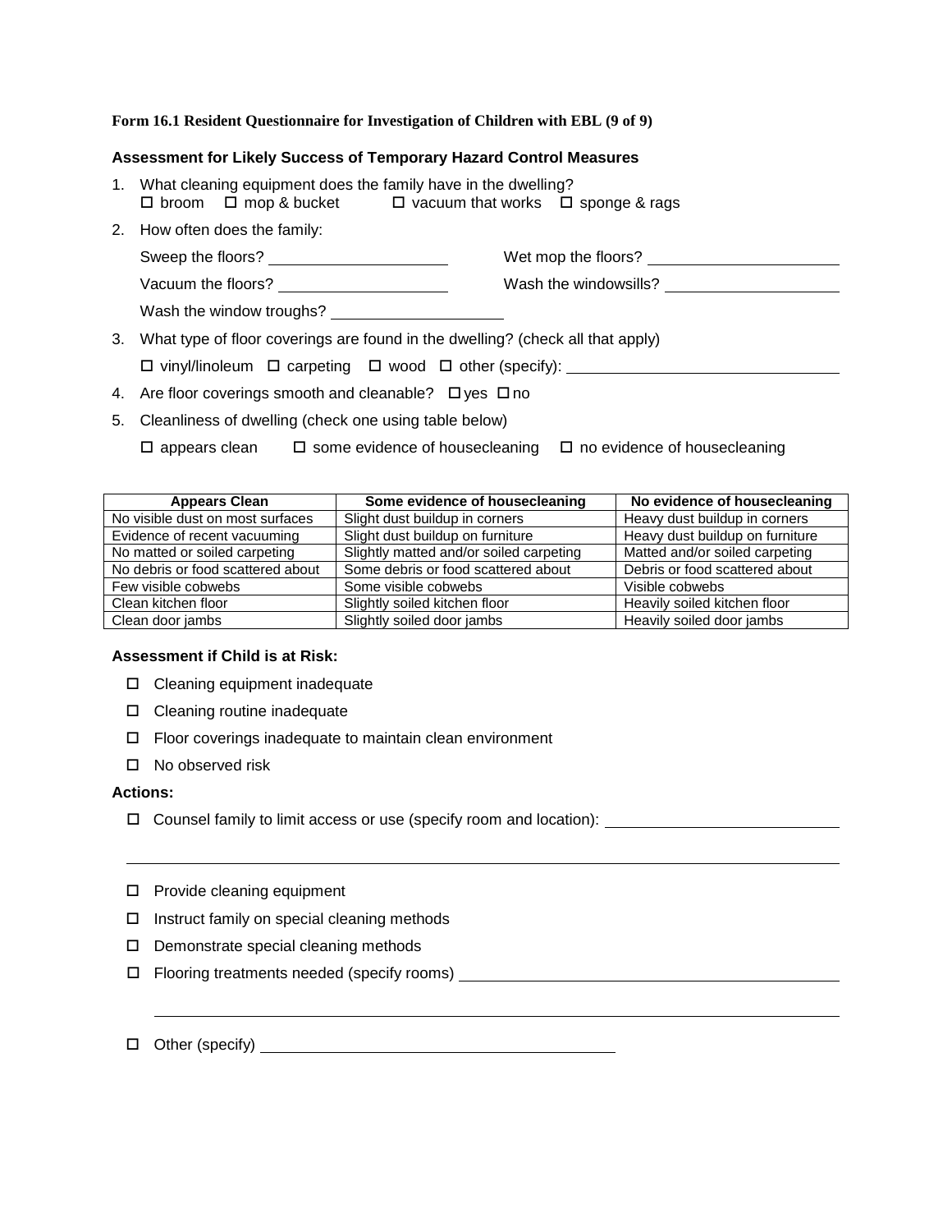**Form 16.1 Resident Questionnaire for Investigation of Children with EBL (9 of 9)**

**Assessment for Likely Success of Temporary Hazard Control Measures**

1. What cleaning equipment does the family have in the dwelling?
   ☐ broom ☐ mop & bucket ☐ vacuum that works ☐ sponge & rags
2. How often does the family:
   Sweep the floors? ____________ Wet mop the floors? ____________
   Vacuum the floors? ____________ Wash the windowsills? ____________
   Wash the window troughs? ____________
3. What type of floor coverings are found in the dwelling? (check all that apply)
   ☐ vinyl/linoleum ☐ carpeting ☐ wood ☐ other (specify): ____________
4. Are floor coverings smooth and cleanable? ☐ yes ☐ no
5. Cleanliness of dwelling (check one using table below)
   ☐ appears clean ☐ some evidence of housecleaning ☐ no evidence of housecleaning

| Appears Clean | Some evidence of housecleaning | No evidence of housecleaning |
|---|---|---|
| No visible dust on most surfaces | Slight dust buildup in corners | Heavy dust buildup in corners |
| Evidence of recent vacuuming | Slight dust buildup on furniture | Heavy dust buildup on furniture |
| No matted or soiled carpeting | Slightly matted and/or soiled carpeting | Matted and/or soiled carpeting |
| No debris or food scattered about | Some debris or food scattered about | Debris or food scattered about |
| Few visible cobwebs | Some visible cobwebs | Visible cobwebs |
| Clean kitchen floor | Slightly soiled kitchen floor | Heavily soiled kitchen floor |
| Clean door jambs | Slightly soiled door jambs | Heavily soiled door jambs |

**Assessment if Child is at Risk:**

☐ Cleaning equipment inadequate

☐ Cleaning routine inadequate

☐ Floor coverings inadequate to maintain clean environment

☐ No observed risk

**Actions:**

☐ Counsel family to limit access or use (specify room and location): ____________

____________

☐ Provide cleaning equipment

☐ Instruct family on special cleaning methods

☐ Demonstrate special cleaning methods

☐ Flooring treatments needed (specify rooms) ____________

____________

☐ Other (specify) ____________